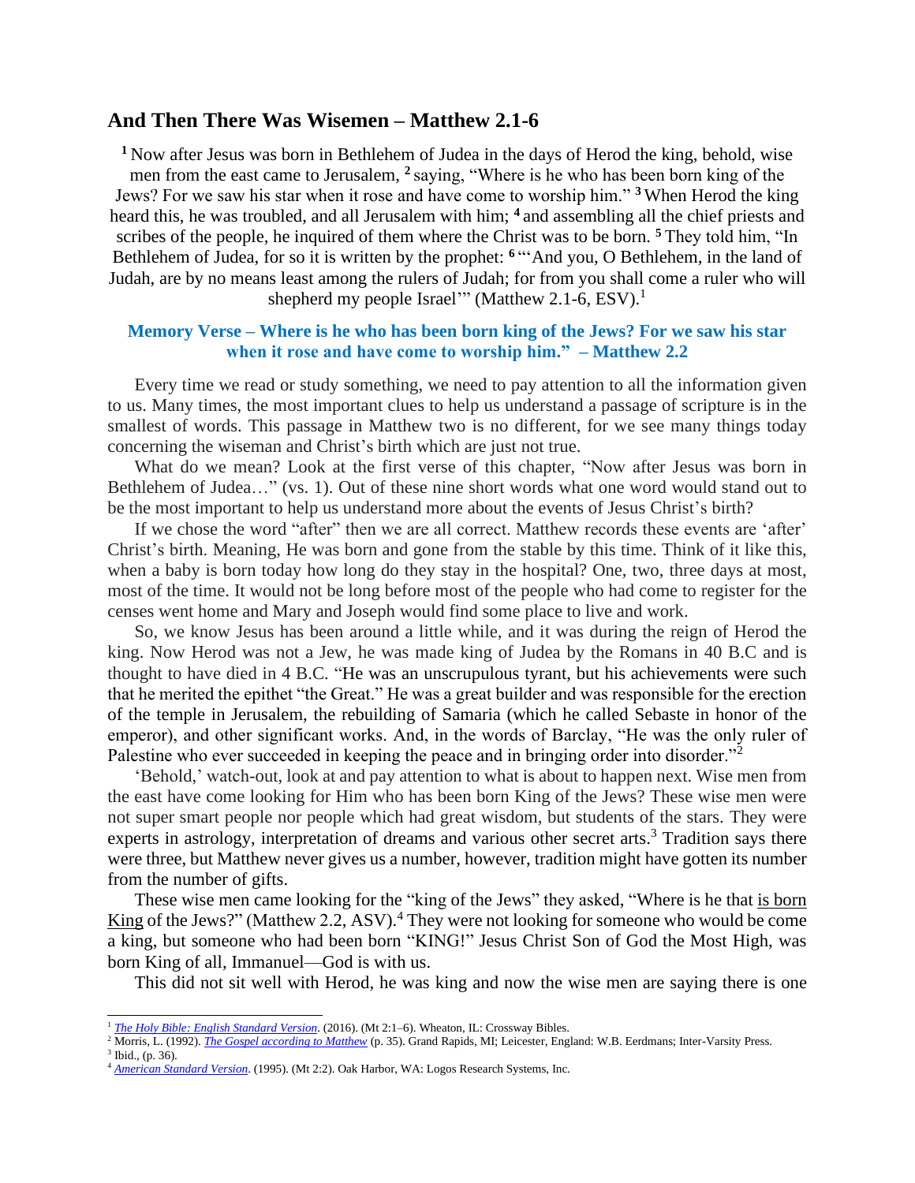## And Then There Was Wisemen – Matthew 2.1-6

[1] Now after Jesus was born in Bethlehem of Judea in the days of Herod the king, behold, wise men from the east came to Jerusalem, [2] saying, "Where is he who has been born king of the Jews? For we saw his star when it rose and have come to worship him." [3] When Herod the king heard this, he was troubled, and all Jerusalem with him; [4] and assembling all the chief priests and scribes of the people, he inquired of them where the Christ was to be born. [5] They told him, "In Bethlehem of Judea, for so it is written by the prophet: [6] "'And you, O Bethlehem, in the land of Judah, are by no means least among the rulers of Judah; for from you shall come a ruler who will shepherd my people Israel'" (Matthew 2.1-6, ESV).[1]

**Memory Verse – Where is he who has been born king of the Jews? For we saw his star when it rose and have come to worship him." – Matthew 2.2**

Every time we read or study something, we need to pay attention to all the information given to us. Many times, the most important clues to help us understand a passage of scripture is in the smallest of words. This passage in Matthew two is no different, for we see many things today concerning the wiseman and Christ's birth which are just not true.

What do we mean? Look at the first verse of this chapter, "Now after Jesus was born in Bethlehem of Judea…" (vs. 1). Out of these nine short words what one word would stand out to be the most important to help us understand more about the events of Jesus Christ's birth?

If we chose the word "after" then we are all correct. Matthew records these events are 'after' Christ's birth. Meaning, He was born and gone from the stable by this time. Think of it like this, when a baby is born today how long do they stay in the hospital? One, two, three days at most, most of the time. It would not be long before most of the people who had come to register for the censes went home and Mary and Joseph would find some place to live and work.

So, we know Jesus has been around a little while, and it was during the reign of Herod the king. Now Herod was not a Jew, he was made king of Judea by the Romans in 40 B.C and is thought to have died in 4 B.C. "He was an unscrupulous tyrant, but his achievements were such that he merited the epithet "the Great." He was a great builder and was responsible for the erection of the temple in Jerusalem, the rebuilding of Samaria (which he called Sebaste in honor of the emperor), and other significant works. And, in the words of Barclay, "He was the only ruler of Palestine who ever succeeded in keeping the peace and in bringing order into disorder."[2]

'Behold,' watch-out, look at and pay attention to what is about to happen next. Wise men from the east have come looking for Him who has been born King of the Jews? These wise men were not super smart people nor people which had great wisdom, but students of the stars. They were experts in astrology, interpretation of dreams and various other secret arts.[3] Tradition says there were three, but Matthew never gives us a number, however, tradition might have gotten its number from the number of gifts.

These wise men came looking for the "king of the Jews" they asked, "Where is he that is born King of the Jews?" (Matthew 2.2, ASV).[4] They were not looking for someone who would be come a king, but someone who had been born "KING!" Jesus Christ Son of God the Most High, was born King of all, Immanuel—God is with us.

This did not sit well with Herod, he was king and now the wise men are saying there is one

---

[1] *The Holy Bible: English Standard Version*. (2016). (Mt 2:1–6). Wheaton, IL: Crossway Bibles.

[2] Morris, L. (1992). *The Gospel according to Matthew* (p. 35). Grand Rapids, MI; Leicester, England: W.B. Eerdmans; Inter-Varsity Press.

[3] Ibid., (p. 36).

[4] *American Standard Version*. (1995). (Mt 2:2). Oak Harbor, WA: Logos Research Systems, Inc.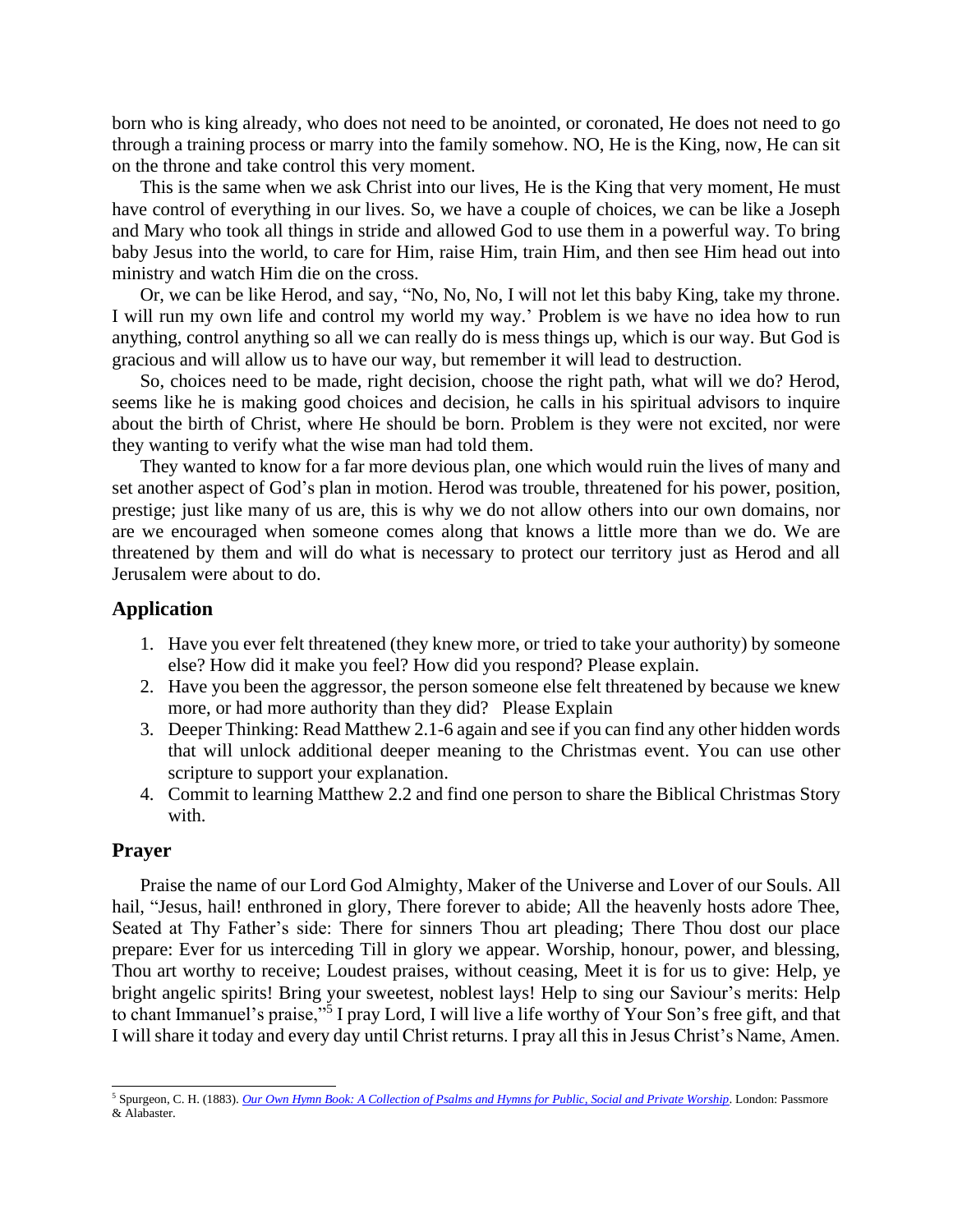born who is king already, who does not need to be anointed, or coronated, He does not need to go through a training process or marry into the family somehow. NO, He is the King, now, He can sit on the throne and take control this very moment.

This is the same when we ask Christ into our lives, He is the King that very moment, He must have control of everything in our lives. So, we have a couple of choices, we can be like a Joseph and Mary who took all things in stride and allowed God to use them in a powerful way. To bring baby Jesus into the world, to care for Him, raise Him, train Him, and then see Him head out into ministry and watch Him die on the cross.

Or, we can be like Herod, and say, "No, No, No, I will not let this baby King, take my throne. I will run my own life and control my world my way.' Problem is we have no idea how to run anything, control anything so all we can really do is mess things up, which is our way. But God is gracious and will allow us to have our way, but remember it will lead to destruction.

So, choices need to be made, right decision, choose the right path, what will we do? Herod, seems like he is making good choices and decision, he calls in his spiritual advisors to inquire about the birth of Christ, where He should be born. Problem is they were not excited, nor were they wanting to verify what the wise man had told them.

They wanted to know for a far more devious plan, one which would ruin the lives of many and set another aspect of God's plan in motion. Herod was trouble, threatened for his power, position, prestige; just like many of us are, this is why we do not allow others into our own domains, nor are we encouraged when someone comes along that knows a little more than we do. We are threatened by them and will do what is necessary to protect our territory just as Herod and all Jerusalem were about to do.

## Application

1. Have you ever felt threatened (they knew more, or tried to take your authority) by someone else? How did it make you feel? How did you respond? Please explain.
2. Have you been the aggressor, the person someone else felt threatened by because we knew more, or had more authority than they did? Please Explain
3. Deeper Thinking: Read Matthew 2.1-6 again and see if you can find any other hidden words that will unlock additional deeper meaning to the Christmas event. You can use other scripture to support your explanation.
4. Commit to learning Matthew 2.2 and find one person to share the Biblical Christmas Story with.

## Prayer

Praise the name of our Lord God Almighty, Maker of the Universe and Lover of our Souls. All hail, "Jesus, hail! enthroned in glory, There forever to abide; All the heavenly hosts adore Thee, Seated at Thy Father's side: There for sinners Thou art pleading; There Thou dost our place prepare: Ever for us interceding Till in glory we appear. Worship, honour, power, and blessing, Thou art worthy to receive; Loudest praises, without ceasing, Meet it is for us to give: Help, ye bright angelic spirits! Bring your sweetest, noblest lays! Help to sing our Saviour's merits: Help to chant Immanuel's praise,"[5] I pray Lord, I will live a life worthy of Your Son's free gift, and that I will share it today and every day until Christ returns. I pray all this in Jesus Christ's Name, Amen.

---

[5] Spurgeon, C. H. (1883). *Our Own Hymn Book: A Collection of Psalms and Hymns for Public, Social and Private Worship*. London: Passmore & Alabaster.